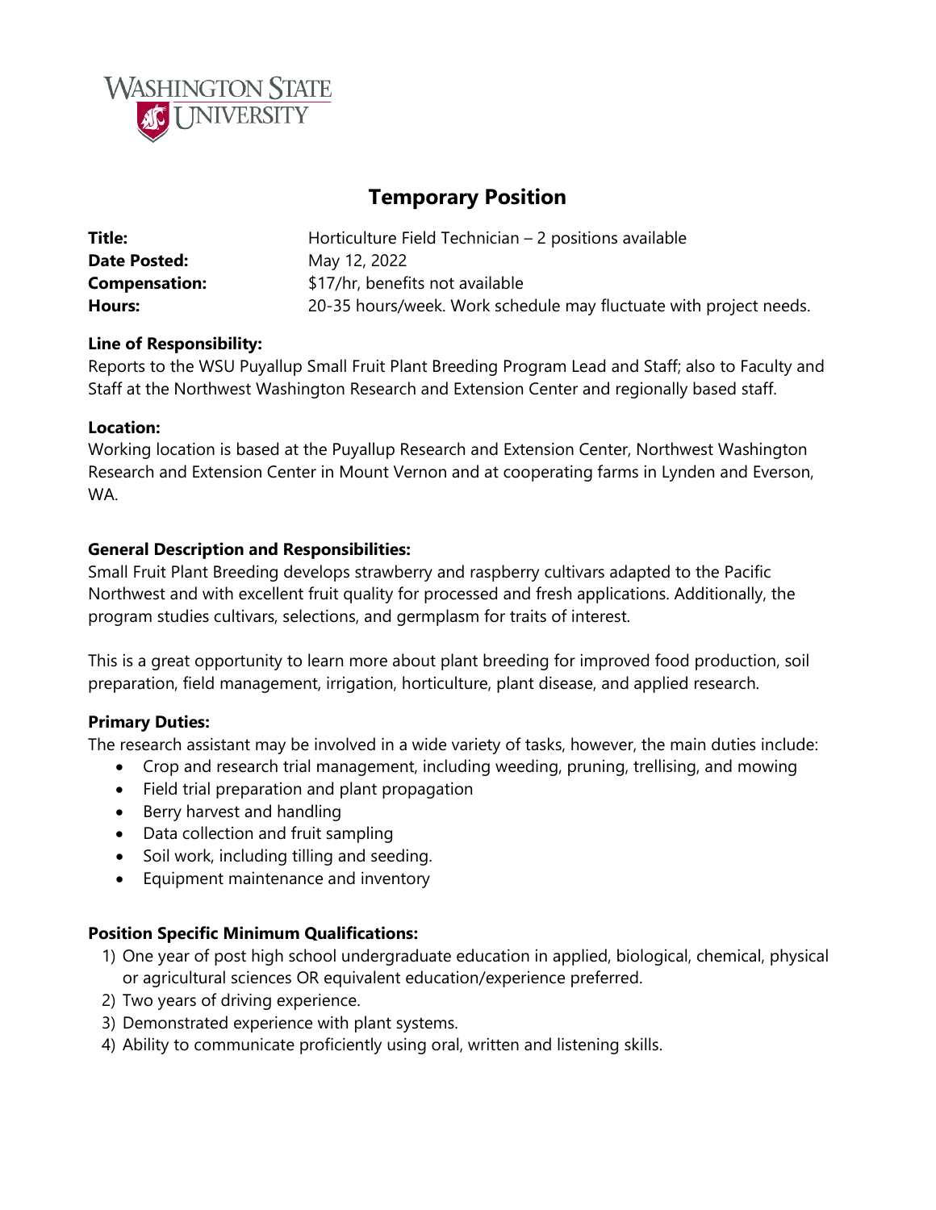# Temporary Position

**Title:** Horticulture Field Technician – 2 positions available
**Date Posted:** May 12, 2022
**Compensation:** $17/hr, benefits not available
**Hours:** 20-35 hours/week. Work schedule may fluctuate with project needs.

**Line of Responsibility:**
Reports to the WSU Puyallup Small Fruit Plant Breeding Program Lead and Staff; also to Faculty and Staff at the Northwest Washington Research and Extension Center and regionally based staff.

**Location:**
Working location is based at the Puyallup Research and Extension Center, Northwest Washington Research and Extension Center in Mount Vernon and at cooperating farms in Lynden and Everson, WA.

**General Description and Responsibilities:**
Small Fruit Plant Breeding develops strawberry and raspberry cultivars adapted to the Pacific Northwest and with excellent fruit quality for processed and fresh applications. Additionally, the program studies cultivars, selections, and germplasm for traits of interest.

This is a great opportunity to learn more about plant breeding for improved food production, soil preparation, field management, irrigation, horticulture, plant disease, and applied research.

**Primary Duties:**
The research assistant may be involved in a wide variety of tasks, however, the main duties include:

- Crop and research trial management, including weeding, pruning, trellising, and mowing
- Field trial preparation and plant propagation
- Berry harvest and handling
- Data collection and fruit sampling
- Soil work, including tilling and seeding.
- Equipment maintenance and inventory

**Position Specific Minimum Qualifications:**

1) One year of post high school undergraduate education in applied, biological, chemical, physical or agricultural sciences OR equivalent education/experience preferred.
2) Two years of driving experience.
3) Demonstrated experience with plant systems.
4) Ability to communicate proficiently using oral, written and listening skills.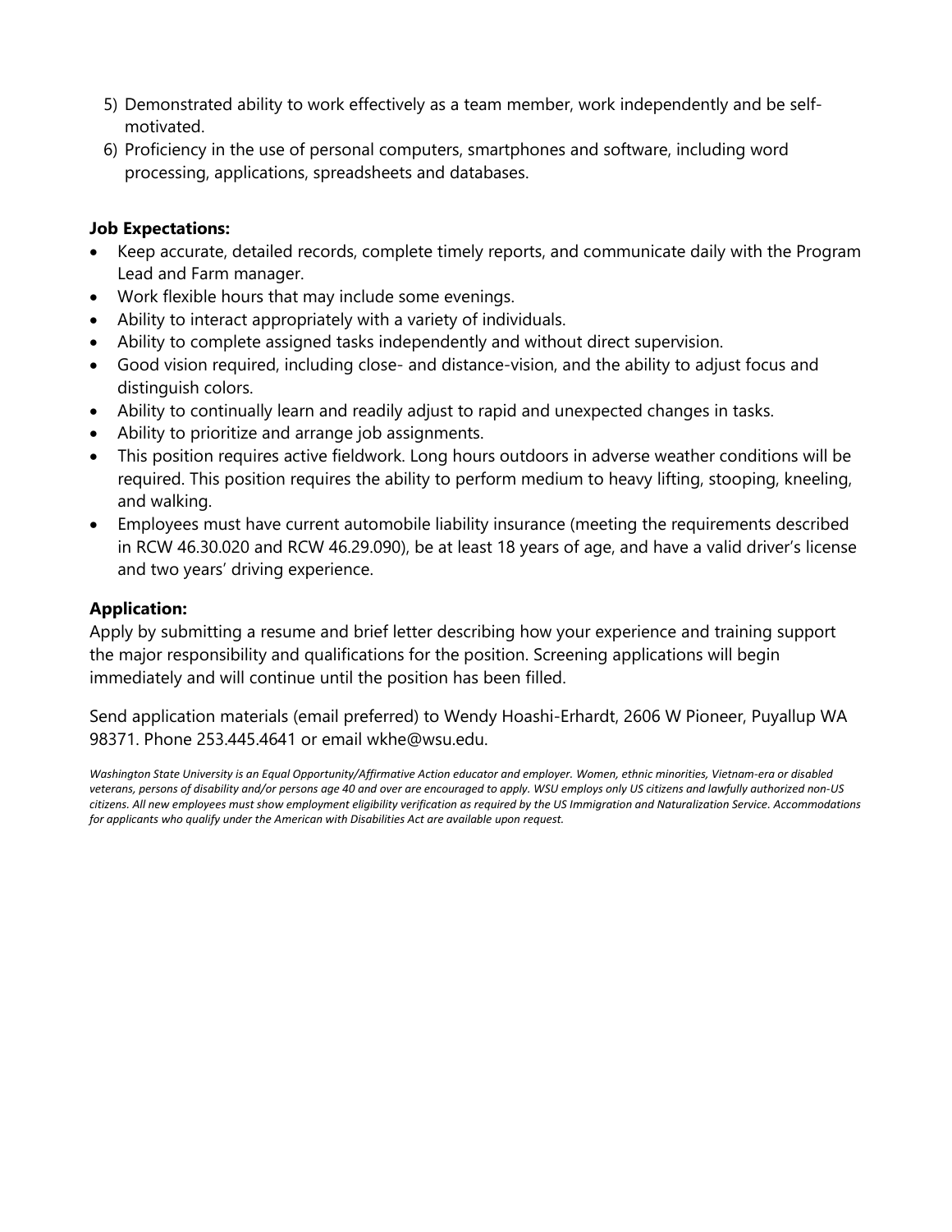5) Demonstrated ability to work effectively as a team member, work independently and be self-motivated.
6) Proficiency in the use of personal computers, smartphones and software, including word processing, applications, spreadsheets and databases.

**Job Expectations:**

- Keep accurate, detailed records, complete timely reports, and communicate daily with the Program Lead and Farm manager.
- Work flexible hours that may include some evenings.
- Ability to interact appropriately with a variety of individuals.
- Ability to complete assigned tasks independently and without direct supervision.
- Good vision required, including close- and distance-vision, and the ability to adjust focus and distinguish colors.
- Ability to continually learn and readily adjust to rapid and unexpected changes in tasks.
- Ability to prioritize and arrange job assignments.
- This position requires active fieldwork. Long hours outdoors in adverse weather conditions will be required. This position requires the ability to perform medium to heavy lifting, stooping, kneeling, and walking.
- Employees must have current automobile liability insurance (meeting the requirements described in RCW 46.30.020 and RCW 46.29.090), be at least 18 years of age, and have a valid driver's license and two years' driving experience.

**Application:**

Apply by submitting a resume and brief letter describing how your experience and training support the major responsibility and qualifications for the position. Screening applications will begin immediately and will continue until the position has been filled.

Send application materials (email preferred) to Wendy Hoashi-Erhardt, 2606 W Pioneer, Puyallup WA 98371. Phone 253.445.4641 or email wkhe@wsu.edu.

*Washington State University is an Equal Opportunity/Affirmative Action educator and employer. Women, ethnic minorities, Vietnam-era or disabled veterans, persons of disability and/or persons age 40 and over are encouraged to apply. WSU employs only US citizens and lawfully authorized non-US citizens. All new employees must show employment eligibility verification as required by the US Immigration and Naturalization Service. Accommodations for applicants who qualify under the American with Disabilities Act are available upon request.*